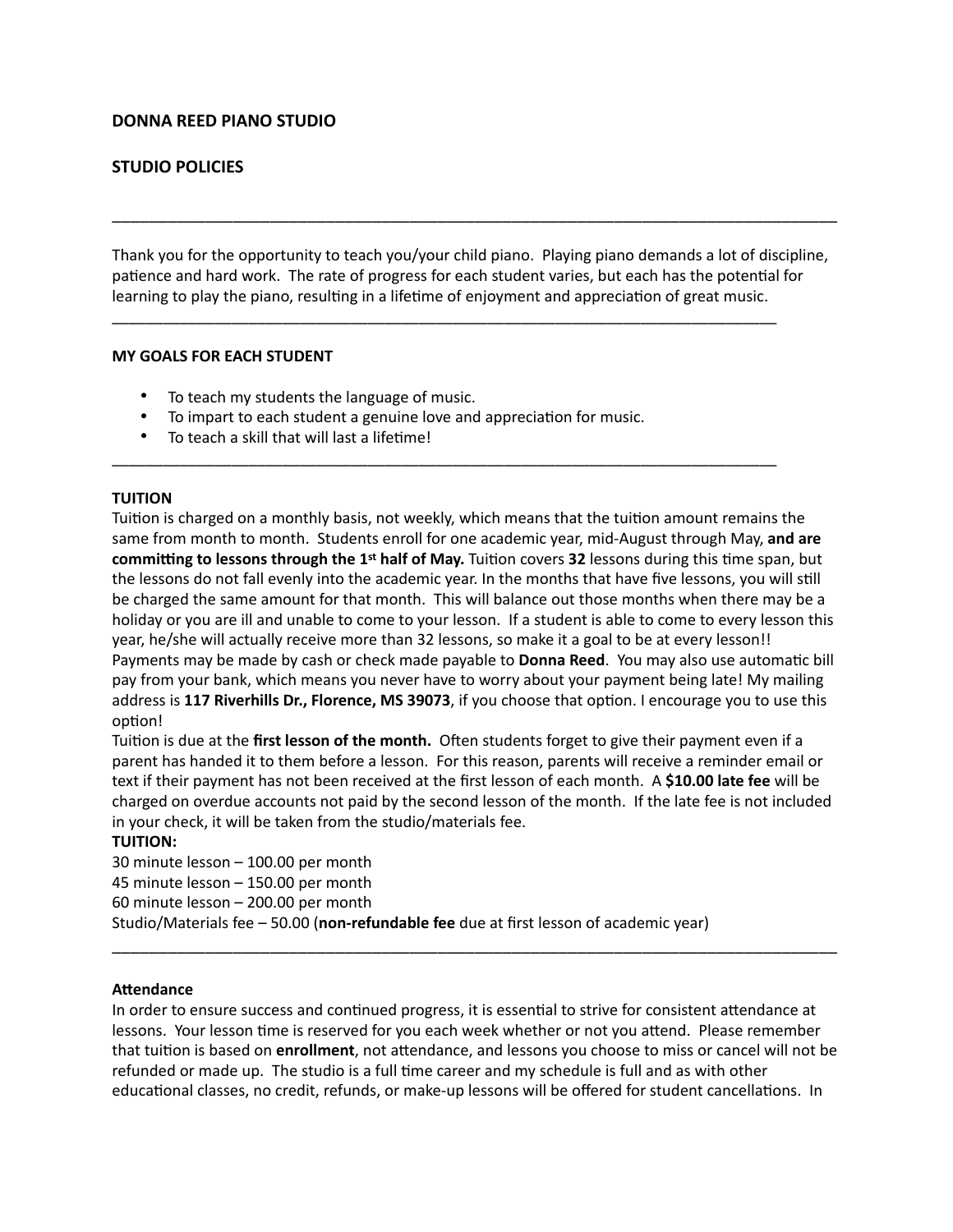## DONNA REED PIANO STUDIO

## STUDIO POLICIES

---

Thank you for the opportunity to teach you/your child piano. Playing piano demands a lot of discipline, patience and hard work. The rate of progress for each student varies, but each has the potential for learning to play the piano, resulting in a lifetime of enjoyment and appreciation of great music.

---

### MY GOALS FOR EACH STUDENT

- To teach my students the language of music.
- To impart to each student a genuine love and appreciation for music.
- To teach a skill that will last a lifetime!

---

### TUITION

Tuition is charged on a monthly basis, not weekly, which means that the tuition amount remains the same from month to month. Students enroll for one academic year, mid-August through May, **and are committing to lessons through the 1st half of May.** Tuition covers **32** lessons during this time span, but the lessons do not fall evenly into the academic year. In the months that have five lessons, you will still be charged the same amount for that month. This will balance out those months when there may be a holiday or you are ill and unable to come to your lesson. If a student is able to come to every lesson this year, he/she will actually receive more than 32 lessons, so make it a goal to be at every lesson!! Payments may be made by cash or check made payable to **Donna Reed**. You may also use automatic bill pay from your bank, which means you never have to worry about your payment being late! My mailing address is **117 Riverhills Dr., Florence, MS 39073**, if you choose that option. I encourage you to use this option!

Tuition is due at the **first lesson of the month.** Often students forget to give their payment even if a parent has handed it to them before a lesson. For this reason, parents will receive a reminder email or text if their payment has not been received at the first lesson of each month. A **$10.00 late fee** will be charged on overdue accounts not paid by the second lesson of the month. If the late fee is not included in your check, it will be taken from the studio/materials fee.

**TUITION:**

30 minute lesson – 100.00 per month
45 minute lesson – 150.00 per month
60 minute lesson – 200.00 per month
Studio/Materials fee – 50.00 (**non-refundable fee** due at first lesson of academic year)

---

### Attendance

In order to ensure success and continued progress, it is essential to strive for consistent attendance at lessons. Your lesson time is reserved for you each week whether or not you attend. Please remember that tuition is based on **enrollment**, not attendance, and lessons you choose to miss or cancel will not be refunded or made up. The studio is a full time career and my schedule is full and as with other educational classes, no credit, refunds, or make-up lessons will be offered for student cancellations. In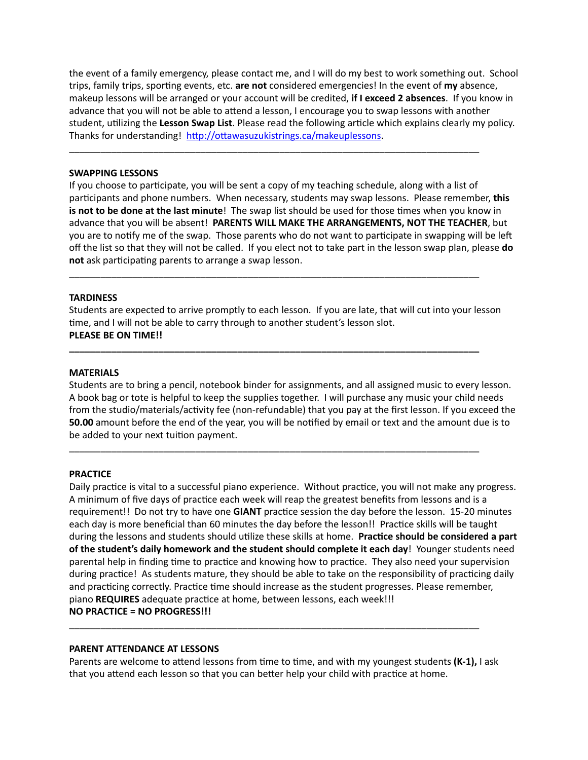the event of a family emergency, please contact me, and I will do my best to work something out. School trips, family trips, sporting events, etc. **are not** considered emergencies! In the event of **my** absence, makeup lessons will be arranged or your account will be credited, **if I exceed 2 absences**. If you know in advance that you will not be able to attend a lesson, I encourage you to swap lessons with another student, utilizing the **Lesson Swap List**. Please read the following article which explains clearly my policy. Thanks for understanding! [http://ottawasuzukistrings.ca/makeuplessons](http://ottawasuzukistrings.ca/makeuplessons).

---

**SWAPPING LESSONS**

If you choose to participate, you will be sent a copy of my teaching schedule, along with a list of participants and phone numbers. When necessary, students may swap lessons. Please remember, **this is not to be done at the last minute**! The swap list should be used for those times when you know in advance that you will be absent! **PARENTS WILL MAKE THE ARRANGEMENTS, NOT THE TEACHER**, but you are to notify me of the swap. Those parents who do not want to participate in swapping will be left off the list so that they will not be called. If you elect not to take part in the lesson swap plan, please **do not** ask participating parents to arrange a swap lesson.

---

**TARDINESS**

Students are expected to arrive promptly to each lesson. If you are late, that will cut into your lesson time, and I will not be able to carry through to another student's lesson slot.

**PLEASE BE ON TIME!!**

---

**MATERIALS**

Students are to bring a pencil, notebook binder for assignments, and all assigned music to every lesson. A book bag or tote is helpful to keep the supplies together. I will purchase any music your child needs from the studio/materials/activity fee (non-refundable) that you pay at the first lesson. If you exceed the **50.00** amount before the end of the year, you will be notified by email or text and the amount due is to be added to your next tuition payment.

---

**PRACTICE**

Daily practice is vital to a successful piano experience. Without practice, you will not make any progress. A minimum of five days of practice each week will reap the greatest benefits from lessons and is a requirement!! Do not try to have one **GIANT** practice session the day before the lesson. 15-20 minutes each day is more beneficial than 60 minutes the day before the lesson!! Practice skills will be taught during the lessons and students should utilize these skills at home. **Practice should be considered a part of the student's daily homework and the student should complete it each day**! Younger students need parental help in finding time to practice and knowing how to practice. They also need your supervision during practice! As students mature, they should be able to take on the responsibility of practicing daily and practicing correctly. Practice time should increase as the student progresses. Please remember, piano **REQUIRES** adequate practice at home, between lessons, each week!!!

**NO PRACTICE = NO PROGRESS!!!**

---

**PARENT ATTENDANCE AT LESSONS**

Parents are welcome to attend lessons from time to time, and with my youngest students **(K-1),** I ask that you attend each lesson so that you can better help your child with practice at home.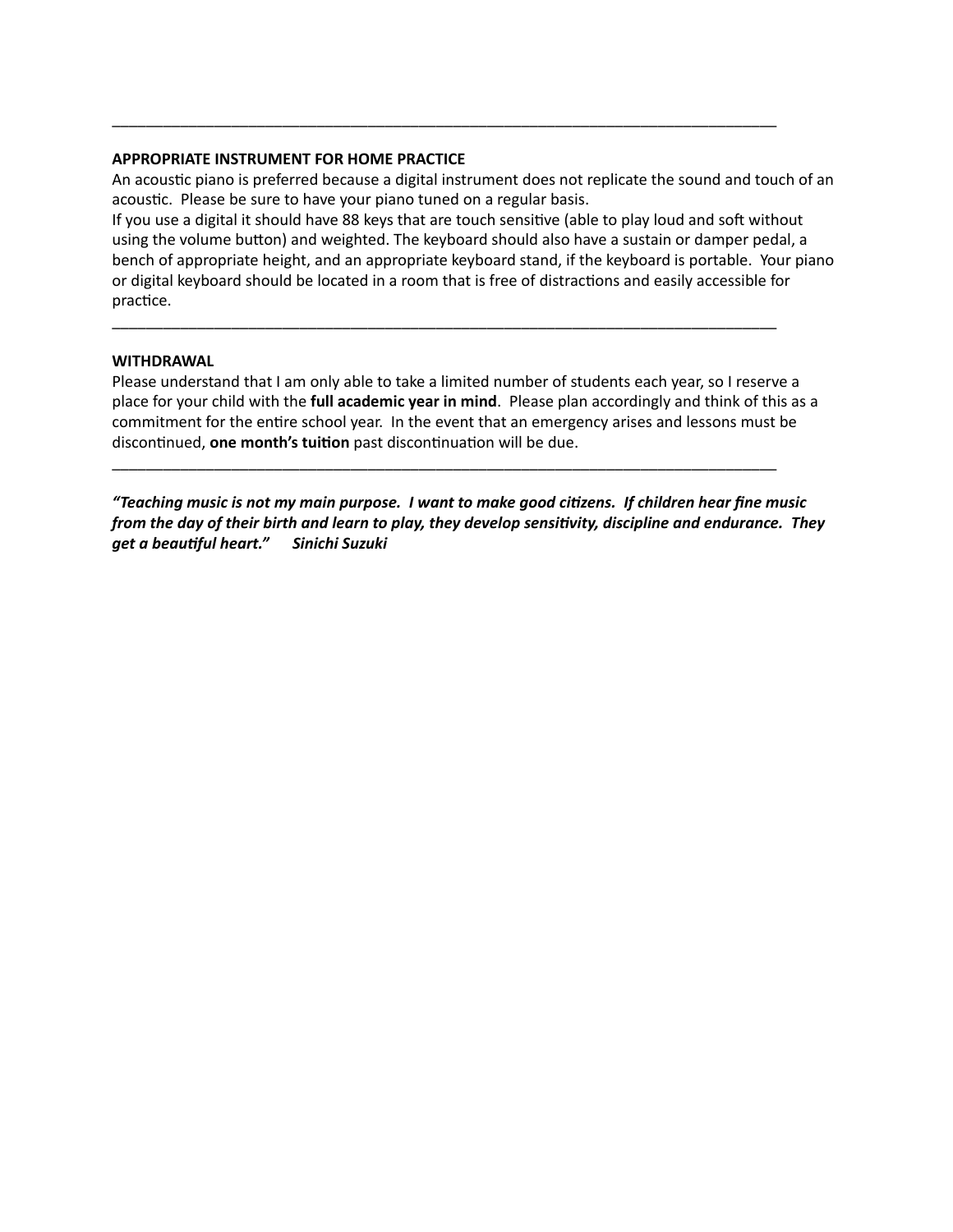---

**APPROPRIATE INSTRUMENT FOR HOME PRACTICE**

An acoustic piano is preferred because a digital instrument does not replicate the sound and touch of an acoustic. Please be sure to have your piano tuned on a regular basis.

If you use a digital it should have 88 keys that are touch sensitive (able to play loud and soft without using the volume button) and weighted. The keyboard should also have a sustain or damper pedal, a bench of appropriate height, and an appropriate keyboard stand, if the keyboard is portable. Your piano or digital keyboard should be located in a room that is free of distractions and easily accessible for practice.

---

**WITHDRAWAL**

Please understand that I am only able to take a limited number of students each year, so I reserve a place for your child with the **full academic year in mind**. Please plan accordingly and think of this as a commitment for the entire school year. In the event that an emergency arises and lessons must be discontinued, **one month's tuition** past discontinuation will be due.

---

***"Teaching music is not my main purpose. I want to make good citizens. If children hear fine music from the day of their birth and learn to play, they develop sensitivity, discipline and endurance. They get a beautiful heart." Sinichi Suzuki***